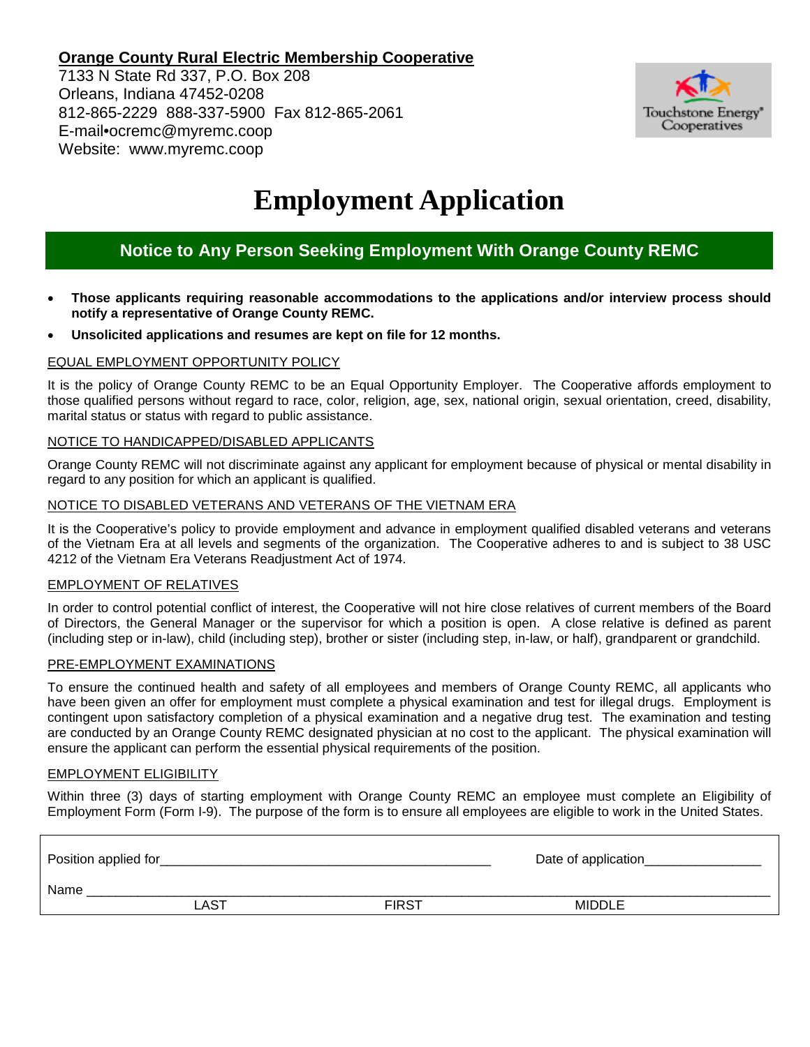**Orange County Rural Electric Membership Cooperative**

7133 N State Rd 337, P.O. Box 208
Orleans, Indiana 47452-0208
812-865-2229 888-337-5900 Fax 812-865-2061
E-mail•ocremc@myremc.coop
Website: www.myremc.coop

Touchstone Energy® Cooperatives

# Employment Application

## Notice to Any Person Seeking Employment With Orange County REMC

- **Those applicants requiring reasonable accommodations to the applications and/or interview process should notify a representative of Orange County REMC.**
- **Unsolicited applications and resumes are kept on file for 12 months.**

### EQUAL EMPLOYMENT OPPORTUNITY POLICY

It is the policy of Orange County REMC to be an Equal Opportunity Employer. The Cooperative affords employment to those qualified persons without regard to race, color, religion, age, sex, national origin, sexual orientation, creed, disability, marital status or status with regard to public assistance.

### NOTICE TO HANDICAPPED/DISABLED APPLICANTS

Orange County REMC will not discriminate against any applicant for employment because of physical or mental disability in regard to any position for which an applicant is qualified.

### NOTICE TO DISABLED VETERANS AND VETERANS OF THE VIETNAM ERA

It is the Cooperative's policy to provide employment and advance in employment qualified disabled veterans and veterans of the Vietnam Era at all levels and segments of the organization. The Cooperative adheres to and is subject to 38 USC 4212 of the Vietnam Era Veterans Readjustment Act of 1974.

### EMPLOYMENT OF RELATIVES

In order to control potential conflict of interest, the Cooperative will not hire close relatives of current members of the Board of Directors, the General Manager or the supervisor for which a position is open. A close relative is defined as parent (including step or in-law), child (including step), brother or sister (including step, in-law, or half), grandparent or grandchild.

### PRE-EMPLOYMENT EXAMINATIONS

To ensure the continued health and safety of all employees and members of Orange County REMC, all applicants who have been given an offer for employment must complete a physical examination and test for illegal drugs. Employment is contingent upon satisfactory completion of a physical examination and a negative drug test. The examination and testing are conducted by an Orange County REMC designated physician at no cost to the applicant. The physical examination will ensure the applicant can perform the essential physical requirements of the position.

### EMPLOYMENT ELIGIBILITY

Within three (3) days of starting employment with Orange County REMC an employee must complete an Eligibility of Employment Form (Form I-9). The purpose of the form is to ensure all employees are eligible to work in the United States.

Position applied for_______________________________________________ Date of application________________

Name ______________________________________________________________________________________________
LAST FIRST MIDDLE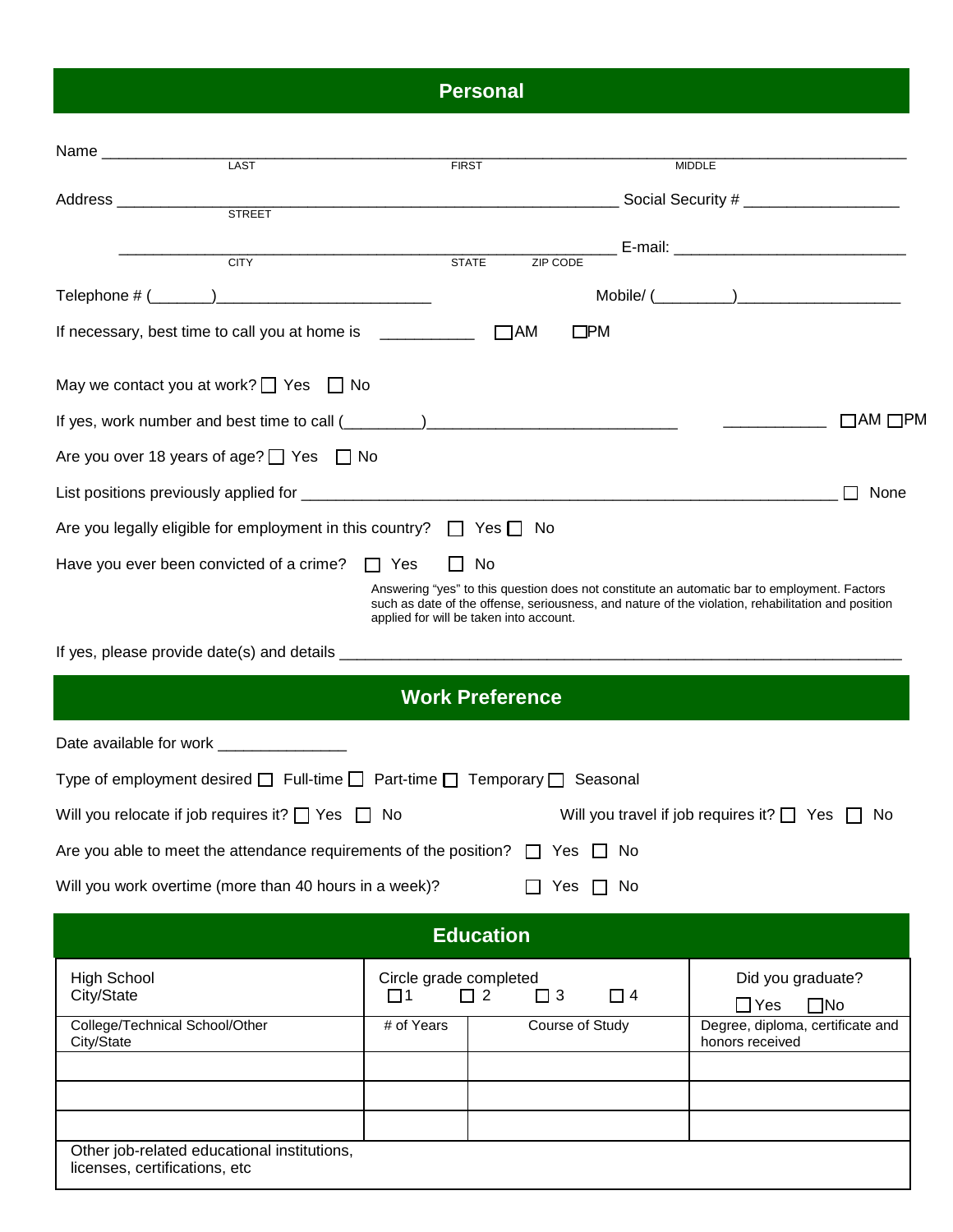## Personal

Name ______________________________________________________________________________
LAST FIRST MIDDLE

Address ______________________________________________________ Social Security # _________________
STREET

______________________________________________________ E-mail: _________________________
CITY STATE ZIP CODE

Telephone # (_______)________________________ Mobile/ (_________)__________________

If necessary, best time to call you at home is ___________ ☐AM ☐PM

May we contact you at work? ☐ Yes ☐ No

If yes, work number and best time to call (_________)____________________________ ____________ ☐AM ☐PM

Are you over 18 years of age? ☐ Yes ☐ No

List positions previously applied for ___________________________________________________________ ☐ None

Are you legally eligible for employment in this country? ☐ Yes ☐ No

Have you ever been convicted of a crime? ☐ Yes ☐ No

Answering "yes" to this question does not constitute an automatic bar to employment. Factors such as date of the offense, seriousness, and nature of the violation, rehabilitation and position applied for will be taken into account.

If yes, please provide date(s) and details ______________________________________________________________

## Work Preference

Date available for work ______________

Type of employment desired ☐ Full-time ☐ Part-time ☐ Temporary ☐ Seasonal

Will you relocate if job requires it? ☐ Yes ☐ No

Will you travel if job requires it? ☐ Yes ☐ No

Are you able to meet the attendance requirements of the position? ☐ Yes ☐ No

Will you work overtime (more than 40 hours in a week)? ☐ Yes ☐ No

## Education

| High School<br>City/State | Circle grade completed<br>☐1 ☐ 2 ☐ 3 ☐ 4 | | Did you graduate?<br>☐Yes ☐No |
|---|---|---|---|
| College/Technical School/Other<br>City/State | # of Years | Course of Study | Degree, diploma, certificate and honors received |
| | | | |
| | | | |
| | | | |
| Other job-related educational institutions, licenses, certifications, etc | | | |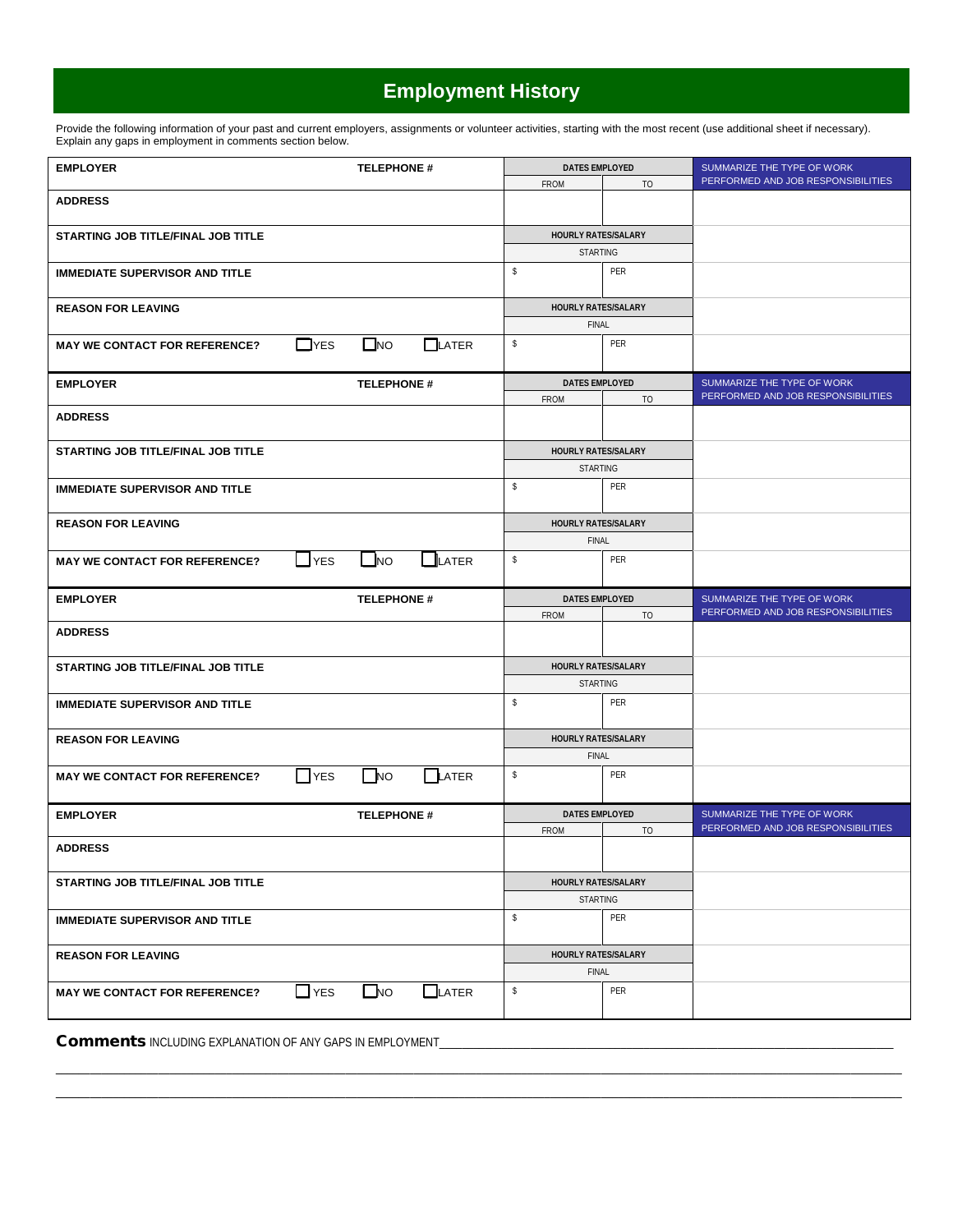# Employment History

Provide the following information of your past and current employers, assignments or volunteer activities, starting with the most recent (use additional sheet if necessary). Explain any gaps in employment in comments section below.

| EMPLOYER | TELEPHONE # | DATES EMPLOYED | | SUMMARIZE THE TYPE OF WORK PERFORMED AND JOB RESPONSIBILITIES |
|---|---|---|---|---|
| | | FROM | TO | |
| ADDRESS | | | | |
| STARTING JOB TITLE/FINAL JOB TITLE | | HOURLY RATES/SALARY | | |
| | | STARTING | | |
| IMMEDIATE SUPERVISOR AND TITLE | | $ | PER | |
| REASON FOR LEAVING | | HOURLY RATES/SALARY | | |
| | | FINAL | | |
| MAY WE CONTACT FOR REFERENCE? | ☐ YES ☐ NO ☐ LATER | $ | PER | |

| EMPLOYER | TELEPHONE # | DATES EMPLOYED | | SUMMARIZE THE TYPE OF WORK PERFORMED AND JOB RESPONSIBILITIES |
|---|---|---|---|---|
| | | FROM | TO | |
| ADDRESS | | | | |
| STARTING JOB TITLE/FINAL JOB TITLE | | HOURLY RATES/SALARY | | |
| | | STARTING | | |
| IMMEDIATE SUPERVISOR AND TITLE | | $ | PER | |
| REASON FOR LEAVING | | HOURLY RATES/SALARY | | |
| | | FINAL | | |
| MAY WE CONTACT FOR REFERENCE? | ☐ YES ☐ NO ☐ LATER | $ | PER | |

| EMPLOYER | TELEPHONE # | DATES EMPLOYED | | SUMMARIZE THE TYPE OF WORK PERFORMED AND JOB RESPONSIBILITIES |
|---|---|---|---|---|
| | | FROM | TO | |
| ADDRESS | | | | |
| STARTING JOB TITLE/FINAL JOB TITLE | | HOURLY RATES/SALARY | | |
| | | STARTING | | |
| IMMEDIATE SUPERVISOR AND TITLE | | $ | PER | |
| REASON FOR LEAVING | | HOURLY RATES/SALARY | | |
| | | FINAL | | |
| MAY WE CONTACT FOR REFERENCE? | ☐ YES ☐ NO ☐ LATER | $ | PER | |

| EMPLOYER | TELEPHONE # | DATES EMPLOYED | | SUMMARIZE THE TYPE OF WORK PERFORMED AND JOB RESPONSIBILITIES |
|---|---|---|---|---|
| | | FROM | TO | |
| ADDRESS | | | | |
| STARTING JOB TITLE/FINAL JOB TITLE | | HOURLY RATES/SALARY | | |
| | | STARTING | | |
| IMMEDIATE SUPERVISOR AND TITLE | | $ | PER | |
| REASON FOR LEAVING | | HOURLY RATES/SALARY | | |
| | | FINAL | | |
| MAY WE CONTACT FOR REFERENCE? | ☐ YES ☐ NO ☐ LATER | $ | PER | |

**Comments** INCLUDING EXPLANATION OF ANY GAPS IN EMPLOYMENT______________________________________________

______________________________________________________________________________

______________________________________________________________________________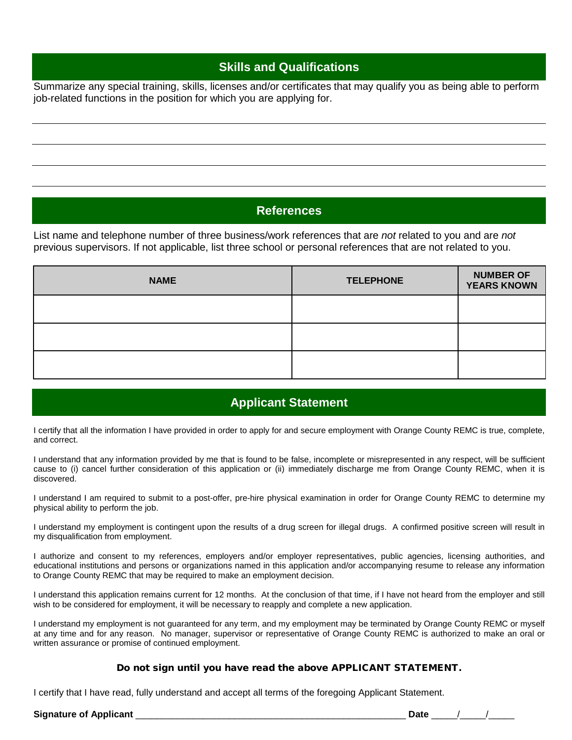## Skills and Qualifications

Summarize any special training, skills, licenses and/or certificates that may qualify you as being able to perform job-related functions in the position for which you are applying for.

______________________________________________________________________________

______________________________________________________________________________

______________________________________________________________________________

______________________________________________________________________________

## References

List name and telephone number of three business/work references that are *not* related to you and are *not* previous supervisors. If not applicable, list three school or personal references that are not related to you.

| NAME | TELEPHONE | NUMBER OF YEARS KNOWN |
|---|---|---|
| | | |
| | | |
| | | |

## Applicant Statement

I certify that all the information I have provided in order to apply for and secure employment with Orange County REMC is true, complete, and correct.

I understand that any information provided by me that is found to be false, incomplete or misrepresented in any respect, will be sufficient cause to (i) cancel further consideration of this application or (ii) immediately discharge me from Orange County REMC, when it is discovered.

I understand I am required to submit to a post-offer, pre-hire physical examination in order for Orange County REMC to determine my physical ability to perform the job.

I understand my employment is contingent upon the results of a drug screen for illegal drugs. A confirmed positive screen will result in my disqualification from employment.

I authorize and consent to my references, employers and/or employer representatives, public agencies, licensing authorities, and educational institutions and persons or organizations named in this application and/or accompanying resume to release any information to Orange County REMC that may be required to make an employment decision.

I understand this application remains current for 12 months. At the conclusion of that time, if I have not heard from the employer and still wish to be considered for employment, it will be necessary to reapply and complete a new application.

I understand my employment is not guaranteed for any term, and my employment may be terminated by Orange County REMC or myself at any time and for any reason. No manager, supervisor or representative of Orange County REMC is authorized to make an oral or written assurance or promise of continued employment.

**Do not sign until you have read the above APPLICANT STATEMENT.**

I certify that I have read, fully understand and accept all terms of the foregoing Applicant Statement.

**Signature of Applicant** ______________________________________________________ **Date** _____/_____/_____